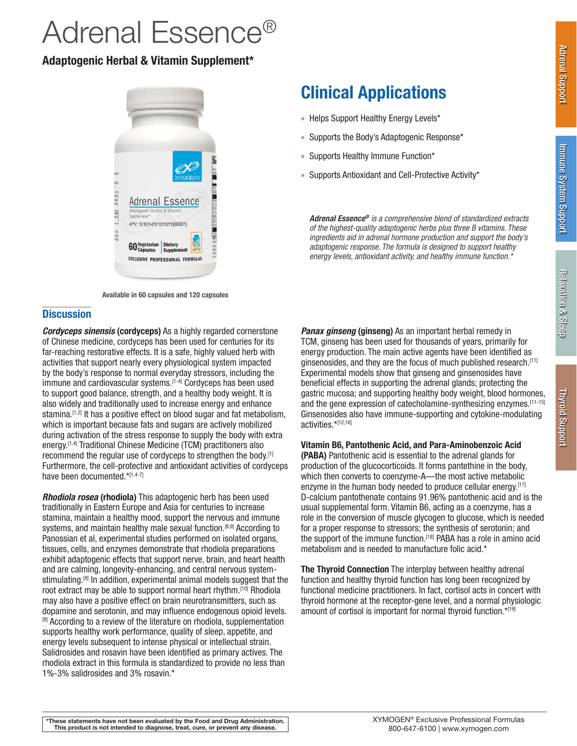# Adrenal Essence®

**Adaptogenic Herbal & Vitamin Supplement***

Available in 60 capsules and 120 capsules

## Clinical Applications

- Helps Support Healthy Energy Levels*
- Supports the Body's Adaptogenic Response*
- Supports Healthy Immune Function*
- Supports Antioxidant and Cell-Protective Activity*

*__Adrenal Essence®__ is a comprehensive blend of standardized extracts of the highest-quality adaptogenic herbs plus three B vitamins. These ingredients aid in adrenal hormone production and support the body's adaptogenic response. The formula is designed to support healthy energy levels, antioxidant activity, and healthy immune function.**

## Discussion

***Cordyceps sinensis* (cordyceps)** As a highly regarded cornerstone of Chinese medicine, cordyceps has been used for centuries for its far-reaching restorative effects. It is a safe, highly valued herb with activities that support nearly every physiological system impacted by the body's response to normal everyday stressors, including the immune and cardiovascular systems.[1-4] Cordyceps has been used to support good balance, strength, and a healthy body weight. It is also widely and traditionally used to increase energy and enhance stamina.[1,2] It has a positive effect on blood sugar and fat metabolism, which is important because fats and sugars are actively mobilized during activation of the stress response to supply the body with extra energy.[1,4] Traditional Chinese Medicine (TCM) practitioners also recommend the regular use of cordyceps to strengthen the body.[1] Furthermore, the cell-protective and antioxidant activities of cordyceps have been documented.*[1,4-7]

***Rhodiola rosea* (rhodiola)** This adaptogenic herb has been used traditionally in Eastern Europe and Asia for centuries to increase stamina, maintain a healthy mood, support the nervous and immune systems, and maintain healthy male sexual function.[8,9] According to Panossian et al, experimental studies performed on isolated organs, tissues, cells, and enzymes demonstrate that rhodiola preparations exhibit adaptogenic effects that support nerve, brain, and heart health and are calming, longevity-enhancing, and central nervous system-stimulating.[9] In addition, experimental animal models suggest that the root extract may be able to support normal heart rhythm.[10] Rhodiola may also have a positive effect on brain neurotransmitters, such as dopamine and serotonin, and may influence endogenous opioid levels.[8] According to a review of the literature on rhodiola, supplementation supports healthy work performance, quality of sleep, appetite, and energy levels subsequent to intense physical or intellectual strain. Salidrosides and rosavin have been identified as primary actives. The rhodiola extract in this formula is standardized to provide no less than 1%-3% salidrosides and 3% rosavin.*

***Panax ginseng* (ginseng)** As an important herbal remedy in TCM, ginseng has been used for thousands of years, primarily for energy production. The main active agents have been identified as ginsenosides, and they are the focus of much published research.[11] Experimental models show that ginseng and ginsenosides have beneficial effects in supporting the adrenal glands; protecting the gastric mucosa; and supporting healthy body weight, blood hormones, and the gene expression of catecholamine-synthesizing enzymes.[11-15] Ginsenosides also have immune-supporting and cytokine-modulating activities.*[12,16]

**Vitamin B6, Pantothenic Acid, and Para-Aminobenzoic Acid (PABA)** Pantothenic acid is essential to the adrenal glands for production of the glucocorticoids. It forms pantethine in the body, which then converts to coenzyme-A—the most active metabolic enzyme in the human body needed to produce cellular energy.[17] D-calcium pantothenate contains 91.96% pantothenic acid and is the usual supplemental form. Vitamin B6, acting as a coenzyme, has a role in the conversion of muscle glycogen to glucose, which is needed for a proper response to stressors; the synthesis of serotonin; and the support of the immune function.[18] PABA has a role in amino acid metabolism and is needed to manufacture folic acid.*

**The Thyroid Connection** The interplay between healthy adrenal function and healthy thyroid function has long been recognized by functional medicine practitioners. In fact, cortisol acts in concert with thyroid hormone at the receptor-gene level, and a normal physiologic amount of cortisol is important for normal thyroid function.*[19]

**\*These statements have not been evaluated by the Food and Drug Administration. This product is not intended to diagnose, treat, cure, or prevent any disease.**

XYMOGEN® Exclusive Professional Formulas
800-647-6100 | www.xymogen.com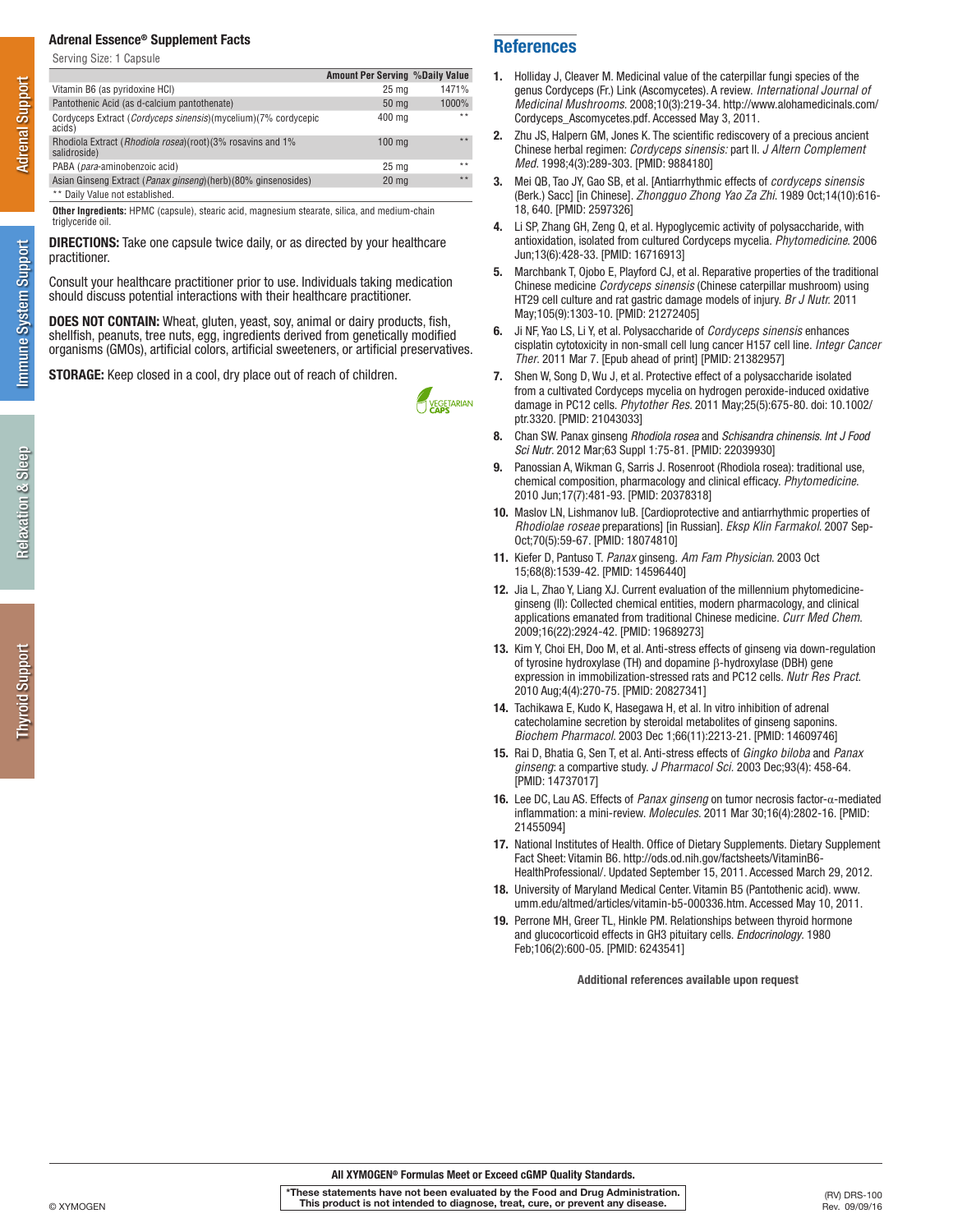### Adrenal Essence® Supplement Facts

Serving Size: 1 Capsule

| | Amount Per Serving | %Daily Value |
|---|---|---|
| Vitamin B6 (as pyridoxine HCl) | 25 mg | 1471% |
| Pantothenic Acid (as d-calcium pantothenate) | 50 mg | 1000% |
| Cordyceps Extract (*Cordyceps sinensis*)(mycelium)(7% cordycepic acids) | 400 mg | ** |
| Rhodiola Extract (*Rhodiola rosea*)(root)(3% rosavins and 1% salidroside) | 100 mg | ** |
| PABA (*para*-aminobenzoic acid) | 25 mg | ** |
| Asian Ginseng Extract (*Panax ginseng*)(herb)(80% ginsenosides) | 20 mg | ** |

** Daily Value not established.

**Other Ingredients:** HPMC (capsule), stearic acid, magnesium stearate, silica, and medium-chain triglyceride oil.

**DIRECTIONS:** Take one capsule twice daily, or as directed by your healthcare practitioner.

Consult your healthcare practitioner prior to use. Individuals taking medication should discuss potential interactions with their healthcare practitioner.

**DOES NOT CONTAIN:** Wheat, gluten, yeast, soy, animal or dairy products, fish, shellfish, peanuts, tree nuts, egg, ingredients derived from genetically modified organisms (GMOs), artificial colors, artificial sweeteners, or artificial preservatives.

**STORAGE:** Keep closed in a cool, dry place out of reach of children.

VEGETARIAN CAPS

## References

1. Holliday J, Cleaver M. Medicinal value of the caterpillar fungi species of the genus Cordyceps (Fr.) Link (Ascomycetes). A review. *International Journal of Medicinal Mushrooms.* 2008;10(3):219-34. http://www.alohamedicinals.com/Cordyceps_Ascomycetes.pdf. Accessed May 3, 2011.
2. Zhu JS, Halpern GM, Jones K. The scientific rediscovery of a precious ancient Chinese herbal regimen: *Cordyceps sinensis:* part II. *J Altern Complement Med.* 1998;4(3):289-303. [PMID: 9884180]
3. Mei QB, Tao JY, Gao SB, et al. [Antiarrhythmic effects of *cordyceps sinensis* (Berk.) Sacc] [in Chinese]. *Zhongguo Zhong Yao Za Zhi.* 1989 Oct;14(10):616-18, 640. [PMID: 2597326]
4. Li SP, Zhang GH, Zeng Q, et al. Hypoglycemic activity of polysaccharide, with antioxidation, isolated from cultured Cordyceps mycelia. *Phytomedicine.* 2006 Jun;13(6):428-33. [PMID: 16716913]
5. Marchbank T, Ojobo E, Playford CJ, et al. Reparative properties of the traditional Chinese medicine *Cordyceps sinensis* (Chinese caterpillar mushroom) using HT29 cell culture and rat gastric damage models of injury. *Br J Nutr.* 2011 May;105(9):1303-10. [PMID: 21272405]
6. Ji NF, Yao LS, Li Y, et al. Polysaccharide of *Cordyceps sinensis* enhances cisplatin cytotoxicity in non-small cell lung cancer H157 cell line. *Integr Cancer Ther.* 2011 Mar 7. [Epub ahead of print] [PMID: 21382957]
7. Shen W, Song D, Wu J, et al. Protective effect of a polysaccharide isolated from a cultivated Cordyceps mycelia on hydrogen peroxide-induced oxidative damage in PC12 cells. *Phytother Res.* 2011 May;25(5):675-80. doi: 10.1002/ptr.3320. [PMID: 21043033]
8. Chan SW. Panax ginseng *Rhodiola rosea* and *Schisandra chinensis. Int J Food Sci Nutr.* 2012 Mar;63 Suppl 1:75-81. [PMID: 22039930]
9. Panossian A, Wikman G, Sarris J. Rosenroot (Rhodiola rosea): traditional use, chemical composition, pharmacology and clinical efficacy. *Phytomedicine.* 2010 Jun;17(7):481-93. [PMID: 20378318]
10. Maslov LN, Lishmanov IuB. [Cardioprotective and antiarrhythmic properties of *Rhodiolae roseae* preparations] [in Russian]. *Eksp Klin Farmakol.* 2007 Sep-Oct;70(5):59-67. [PMID: 18074810]
11. Kiefer D, Pantuso T. *Panax* ginseng. *Am Fam Physician.* 2003 Oct 15;68(8):1539-42. [PMID: 14596440]
12. Jia L, Zhao Y, Liang XJ. Current evaluation of the millennium phytomedicine-ginseng (II): Collected chemical entities, modern pharmacology, and clinical applications emanated from traditional Chinese medicine. *Curr Med Chem.* 2009;16(22):2924-42. [PMID: 19689273]
13. Kim Y, Choi EH, Doo M, et al. Anti-stress effects of ginseng via down-regulation of tyrosine hydroxylase (TH) and dopamine $\beta$-hydroxylase (DBH) gene expression in immobilization-stressed rats and PC12 cells. *Nutr Res Pract.* 2010 Aug;4(4):270-75. [PMID: 20827341]
14. Tachikawa E, Kudo K, Hasegawa H, et al. In vitro inhibition of adrenal catecholamine secretion by steroidal metabolites of ginseng saponins. *Biochem Pharmacol.* 2003 Dec 1;66(11):2213-21. [PMID: 14609746]
15. Rai D, Bhatia G, Sen T, et al. Anti-stress effects of *Gingko biloba* and *Panax ginseng*: a compartive study. *J Pharmacol Sci.* 2003 Dec;93(4): 458-64. [PMID: 14737017]
16. Lee DC, Lau AS. Effects of *Panax ginseng* on tumor necrosis factor-$\alpha$-mediated inflammation: a mini-review. *Molecules.* 2011 Mar 30;16(4):2802-16. [PMID: 21455094]
17. National Institutes of Health. Office of Dietary Supplements. Dietary Supplement Fact Sheet: Vitamin B6. http://ods.od.nih.gov/factsheets/VitaminB6-HealthProfessional/. Updated September 15, 2011. Accessed March 29, 2012.
18. University of Maryland Medical Center. Vitamin B5 (Pantothenic acid). www.umm.edu/altmed/articles/vitamin-b5-000336.htm. Accessed May 10, 2011.
19. Perrone MH, Greer TL, Hinkle PM. Relationships between thyroid hormone and glucocorticoid effects in GH3 pituitary cells. *Endocrinology.* 1980 Feb;106(2):600-05. [PMID: 6243541]

**Additional references available upon request**

**All XYMOGEN® Formulas Meet or Exceed cGMP Quality Standards.**

**\*These statements have not been evaluated by the Food and Drug Administration. This product is not intended to diagnose, treat, cure, or prevent any disease.**

© XYMOGEN

(RV) DRS-100
Rev. 09/09/16